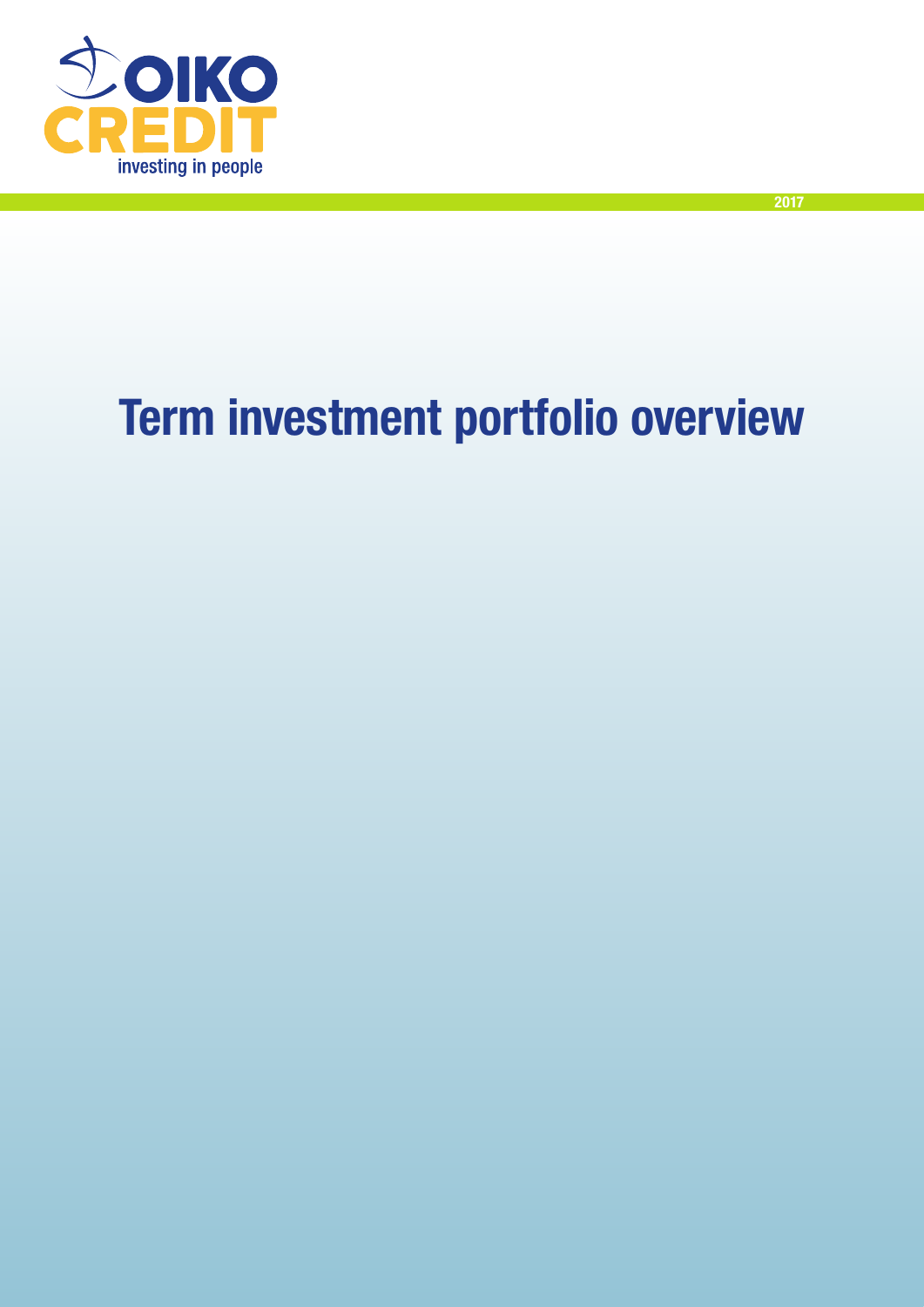OIKO CREDIT

investing in people

2017

# Term investment portfolio overview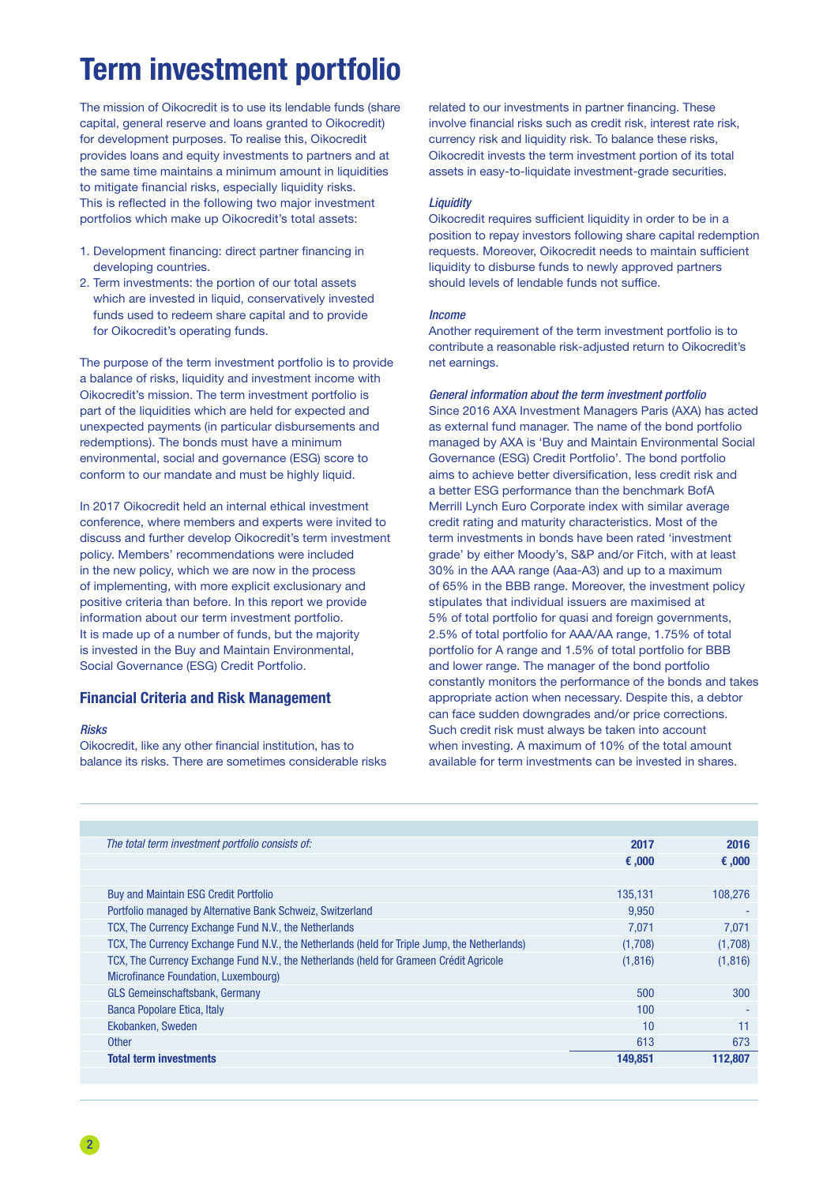# Term investment portfolio

The mission of Oikocredit is to use its lendable funds (share capital, general reserve and loans granted to Oikocredit) for development purposes. To realise this, Oikocredit provides loans and equity investments to partners and at the same time maintains a minimum amount in liquidities to mitigate financial risks, especially liquidity risks. This is reflected in the following two major investment portfolios which make up Oikocredit's total assets:

1. Development financing: direct partner financing in developing countries.
2. Term investments: the portion of our total assets which are invested in liquid, conservatively invested funds used to redeem share capital and to provide for Oikocredit's operating funds.

The purpose of the term investment portfolio is to provide a balance of risks, liquidity and investment income with Oikocredit's mission. The term investment portfolio is part of the liquidities which are held for expected and unexpected payments (in particular disbursements and redemptions). The bonds must have a minimum environmental, social and governance (ESG) score to conform to our mandate and must be highly liquid.

In 2017 Oikocredit held an internal ethical investment conference, where members and experts were invited to discuss and further develop Oikocredit's term investment policy. Members' recommendations were included in the new policy, which we are now in the process of implementing, with more explicit exclusionary and positive criteria than before. In this report we provide information about our term investment portfolio. It is made up of a number of funds, but the majority is invested in the Buy and Maintain Environmental, Social Governance (ESG) Credit Portfolio.

## Financial Criteria and Risk Management

*Risks*

Oikocredit, like any other financial institution, has to balance its risks. There are sometimes considerable risks related to our investments in partner financing. These involve financial risks such as credit risk, interest rate risk, currency risk and liquidity risk. To balance these risks, Oikocredit invests the term investment portion of its total assets in easy-to-liquidate investment-grade securities.

*Liquidity*

Oikocredit requires sufficient liquidity in order to be in a position to repay investors following share capital redemption requests. Moreover, Oikocredit needs to maintain sufficient liquidity to disburse funds to newly approved partners should levels of lendable funds not suffice.

*Income*

Another requirement of the term investment portfolio is to contribute a reasonable risk-adjusted return to Oikocredit's net earnings.

*General information about the term investment portfolio*

Since 2016 AXA Investment Managers Paris (AXA) has acted as external fund manager. The name of the bond portfolio managed by AXA is 'Buy and Maintain Environmental Social Governance (ESG) Credit Portfolio'. The bond portfolio aims to achieve better diversification, less credit risk and a better ESG performance than the benchmark BofA Merrill Lynch Euro Corporate index with similar average credit rating and maturity characteristics. Most of the term investments in bonds have been rated 'investment grade' by either Moody's, S&P and/or Fitch, with at least 30% in the AAA range (Aaa-A3) and up to a maximum of 65% in the BBB range. Moreover, the investment policy stipulates that individual issuers are maximised at 5% of total portfolio for quasi and foreign governments, 2.5% of total portfolio for AAA/AA range, 1.75% of total portfolio for A range and 1.5% of total portfolio for BBB and lower range. The manager of the bond portfolio constantly monitors the performance of the bonds and takes appropriate action when necessary. Despite this, a debtor can face sudden downgrades and/or price corrections. Such credit risk must always be taken into account when investing. A maximum of 10% of the total amount available for term investments can be invested in shares.

| *The total term investment portfolio consists of:* | **2017** | **2016** |
|---|---|---|
| | **€ ,000** | **€ ,000** |
| Buy and Maintain ESG Credit Portfolio | 135,131 | 108,276 |
| Portfolio managed by Alternative Bank Schweiz, Switzerland | 9,950 | - |
| TCX, The Currency Exchange Fund N.V., the Netherlands | 7,071 | 7,071 |
| TCX, The Currency Exchange Fund N.V., the Netherlands (held for Triple Jump, the Netherlands) | (1,708) | (1,708) |
| TCX, The Currency Exchange Fund N.V., the Netherlands (held for Grameen Crédit Agricole Microfinance Foundation, Luxembourg) | (1,816) | (1,816) |
| GLS Gemeinschaftsbank, Germany | 500 | 300 |
| Banca Popolare Etica, Italy | 100 | - |
| Ekobanken, Sweden | 10 | 11 |
| Other | 613 | 673 |
| **Total term investments** | **149,851** | **112,807** |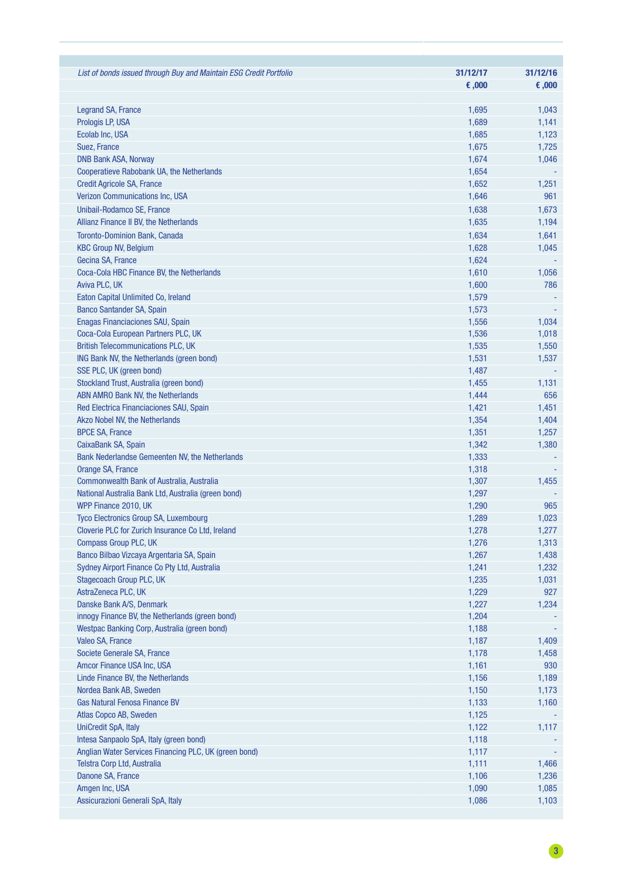| *List of bonds issued through Buy and Maintain ESG Credit Portfolio* | 31/12/17<br>€ ,000 | 31/12/16<br>€ ,000 |
|---|---|---|
| Legrand SA, France | 1,695 | 1,043 |
| Prologis LP, USA | 1,689 | 1,141 |
| Ecolab Inc, USA | 1,685 | 1,123 |
| Suez, France | 1,675 | 1,725 |
| DNB Bank ASA, Norway | 1,674 | 1,046 |
| Cooperatieve Rabobank UA, the Netherlands | 1,654 | - |
| Credit Agricole SA, France | 1,652 | 1,251 |
| Verizon Communications Inc, USA | 1,646 | 961 |
| Unibail-Rodamco SE, France | 1,638 | 1,673 |
| Allianz Finance II BV, the Netherlands | 1,635 | 1,194 |
| Toronto-Dominion Bank, Canada | 1,634 | 1,641 |
| KBC Group NV, Belgium | 1,628 | 1,045 |
| Gecina SA, France | 1,624 | - |
| Coca-Cola HBC Finance BV, the Netherlands | 1,610 | 1,056 |
| Aviva PLC, UK | 1,600 | 786 |
| Eaton Capital Unlimited Co, Ireland | 1,579 | - |
| Banco Santander SA, Spain | 1,573 | - |
| Enagas Financiaciones SAU, Spain | 1,556 | 1,034 |
| Coca-Cola European Partners PLC, UK | 1,536 | 1,018 |
| British Telecommunications PLC, UK | 1,535 | 1,550 |
| ING Bank NV, the Netherlands (green bond) | 1,531 | 1,537 |
| SSE PLC, UK (green bond) | 1,487 | - |
| Stockland Trust, Australia (green bond) | 1,455 | 1,131 |
| ABN AMRO Bank NV, the Netherlands | 1,444 | 656 |
| Red Electrica Financiaciones SAU, Spain | 1,421 | 1,451 |
| Akzo Nobel NV, the Netherlands | 1,354 | 1,404 |
| BPCE SA, France | 1,351 | 1,257 |
| CaixaBank SA, Spain | 1,342 | 1,380 |
| Bank Nederlandse Gemeenten NV, the Netherlands | 1,333 | - |
| Orange SA, France | 1,318 | - |
| Commonwealth Bank of Australia, Australia | 1,307 | 1,455 |
| National Australia Bank Ltd, Australia (green bond) | 1,297 | - |
| WPP Finance 2010, UK | 1,290 | 965 |
| Tyco Electronics Group SA, Luxembourg | 1,289 | 1,023 |
| Cloverie PLC for Zurich Insurance Co Ltd, Ireland | 1,278 | 1,277 |
| Compass Group PLC, UK | 1,276 | 1,313 |
| Banco Bilbao Vizcaya Argentaria SA, Spain | 1,267 | 1,438 |
| Sydney Airport Finance Co Pty Ltd, Australia | 1,241 | 1,232 |
| Stagecoach Group PLC, UK | 1,235 | 1,031 |
| AstraZeneca PLC, UK | 1,229 | 927 |
| Danske Bank A/S, Denmark | 1,227 | 1,234 |
| innogy Finance BV, the Netherlands (green bond) | 1,204 | - |
| Westpac Banking Corp, Australia (green bond) | 1,188 | - |
| Valeo SA, France | 1,187 | 1,409 |
| Societe Generale SA, France | 1,178 | 1,458 |
| Amcor Finance USA Inc, USA | 1,161 | 930 |
| Linde Finance BV, the Netherlands | 1,156 | 1,189 |
| Nordea Bank AB, Sweden | 1,150 | 1,173 |
| Gas Natural Fenosa Finance BV | 1,133 | 1,160 |
| Atlas Copco AB, Sweden | 1,125 | - |
| UniCredit SpA, Italy | 1,122 | 1,117 |
| Intesa Sanpaolo SpA, Italy (green bond) | 1,118 | - |
| Anglian Water Services Financing PLC, UK (green bond) | 1,117 | - |
| Telstra Corp Ltd, Australia | 1,111 | 1,466 |
| Danone SA, France | 1,106 | 1,236 |
| Amgen Inc, USA | 1,090 | 1,085 |
| Assicurazioni Generali SpA, Italy | 1,086 | 1,103 |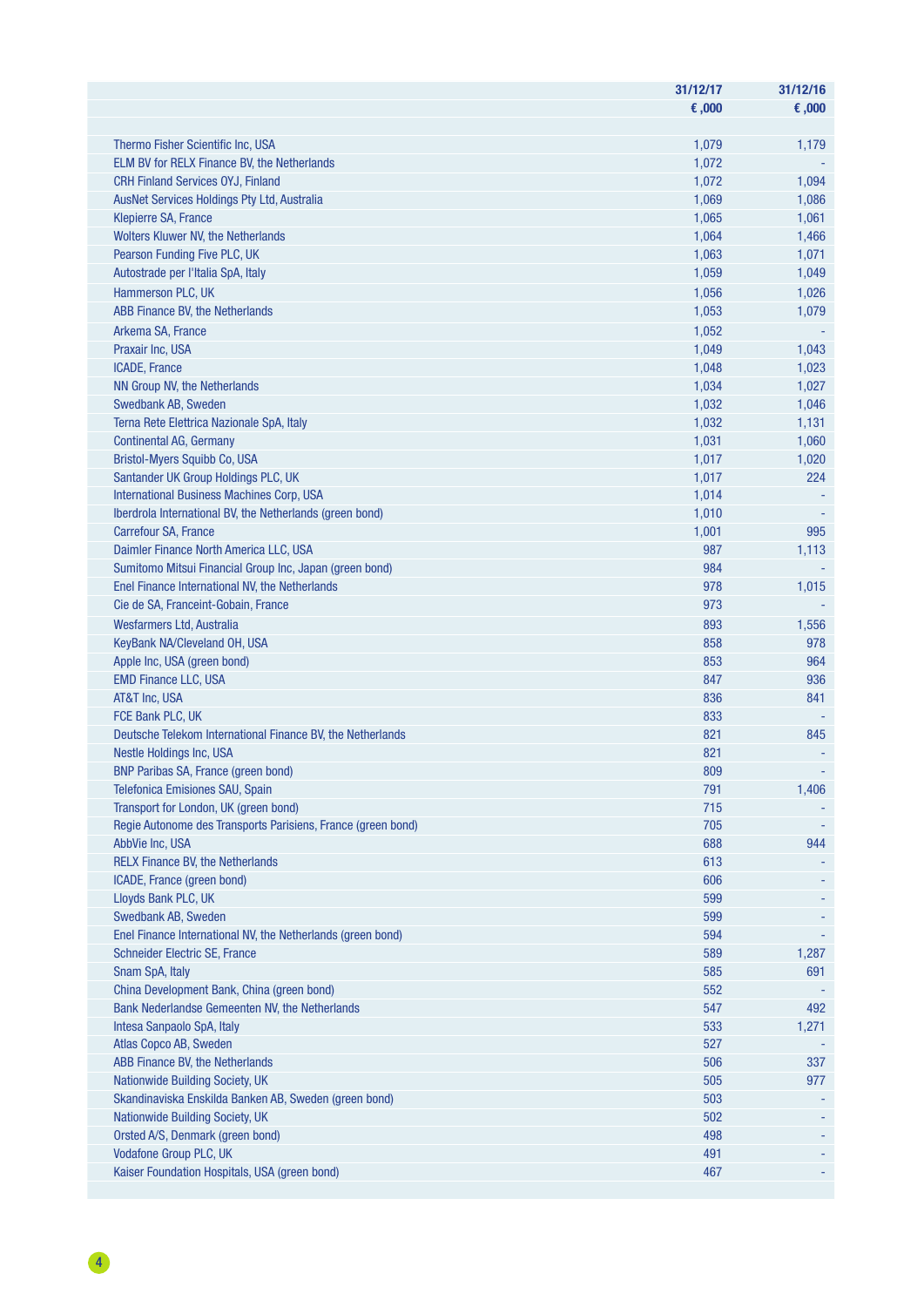| | 31/12/17 | 31/12/16 |
|---|---|---|
| | € ,000 | € ,000 |
| Thermo Fisher Scientific Inc, USA | 1,079 | 1,179 |
| ELM BV for RELX Finance BV, the Netherlands | 1,072 | - |
| CRH Finland Services OYJ, Finland | 1,072 | 1,094 |
| AusNet Services Holdings Pty Ltd, Australia | 1,069 | 1,086 |
| Klepierre SA, France | 1,065 | 1,061 |
| Wolters Kluwer NV, the Netherlands | 1,064 | 1,466 |
| Pearson Funding Five PLC, UK | 1,063 | 1,071 |
| Autostrade per l'Italia SpA, Italy | 1,059 | 1,049 |
| Hammerson PLC, UK | 1,056 | 1,026 |
| ABB Finance BV, the Netherlands | 1,053 | 1,079 |
| Arkema SA, France | 1,052 | - |
| Praxair Inc, USA | 1,049 | 1,043 |
| ICADE, France | 1,048 | 1,023 |
| NN Group NV, the Netherlands | 1,034 | 1,027 |
| Swedbank AB, Sweden | 1,032 | 1,046 |
| Terna Rete Elettrica Nazionale SpA, Italy | 1,032 | 1,131 |
| Continental AG, Germany | 1,031 | 1,060 |
| Bristol-Myers Squibb Co, USA | 1,017 | 1,020 |
| Santander UK Group Holdings PLC, UK | 1,017 | 224 |
| International Business Machines Corp, USA | 1,014 | - |
| Iberdrola International BV, the Netherlands (green bond) | 1,010 | - |
| Carrefour SA, France | 1,001 | 995 |
| Daimler Finance North America LLC, USA | 987 | 1,113 |
| Sumitomo Mitsui Financial Group Inc, Japan (green bond) | 984 | - |
| Enel Finance International NV, the Netherlands | 978 | 1,015 |
| Cie de SA, Franceint-Gobain, France | 973 | - |
| Wesfarmers Ltd, Australia | 893 | 1,556 |
| KeyBank NA/Cleveland OH, USA | 858 | 978 |
| Apple Inc, USA (green bond) | 853 | 964 |
| EMD Finance LLC, USA | 847 | 936 |
| AT&T Inc, USA | 836 | 841 |
| FCE Bank PLC, UK | 833 | - |
| Deutsche Telekom International Finance BV, the Netherlands | 821 | 845 |
| Nestle Holdings Inc, USA | 821 | - |
| BNP Paribas SA, France (green bond) | 809 | - |
| Telefonica Emisiones SAU, Spain | 791 | 1,406 |
| Transport for London, UK (green bond) | 715 | - |
| Regie Autonome des Transports Parisiens, France (green bond) | 705 | - |
| AbbVie Inc, USA | 688 | 944 |
| RELX Finance BV, the Netherlands | 613 | - |
| ICADE, France (green bond) | 606 | - |
| Lloyds Bank PLC, UK | 599 | - |
| Swedbank AB, Sweden | 599 | - |
| Enel Finance International NV, the Netherlands (green bond) | 594 | - |
| Schneider Electric SE, France | 589 | 1,287 |
| Snam SpA, Italy | 585 | 691 |
| China Development Bank, China (green bond) | 552 | - |
| Bank Nederlandse Gemeenten NV, the Netherlands | 547 | 492 |
| Intesa Sanpaolo SpA, Italy | 533 | 1,271 |
| Atlas Copco AB, Sweden | 527 | - |
| ABB Finance BV, the Netherlands | 506 | 337 |
| Nationwide Building Society, UK | 505 | 977 |
| Skandinaviska Enskilda Banken AB, Sweden (green bond) | 503 | - |
| Nationwide Building Society, UK | 502 | - |
| Orsted A/S, Denmark (green bond) | 498 | - |
| Vodafone Group PLC, UK | 491 | - |
| Kaiser Foundation Hospitals, USA (green bond) | 467 | - |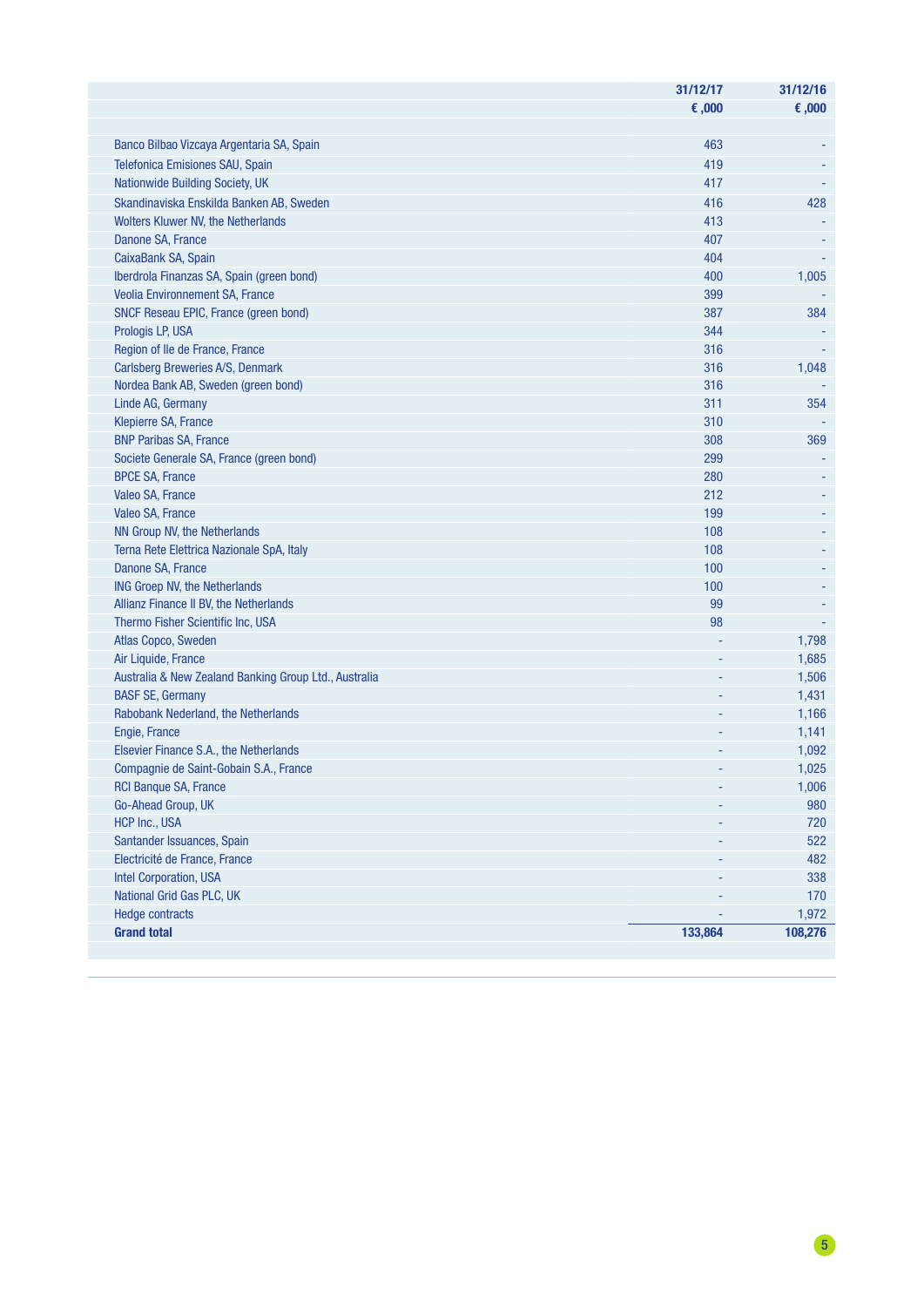| | 31/12/17<br>€ ,000 | 31/12/16<br>€ ,000 |
|---|---|---|
| Banco Bilbao Vizcaya Argentaria SA, Spain | 463 | - |
| Telefonica Emisiones SAU, Spain | 419 | - |
| Nationwide Building Society, UK | 417 | - |
| Skandinaviska Enskilda Banken AB, Sweden | 416 | 428 |
| Wolters Kluwer NV, the Netherlands | 413 | - |
| Danone SA, France | 407 | - |
| CaixaBank SA, Spain | 404 | - |
| Iberdrola Finanzas SA, Spain (green bond) | 400 | 1,005 |
| Veolia Environnement SA, France | 399 | - |
| SNCF Reseau EPIC, France (green bond) | 387 | 384 |
| Prologis LP, USA | 344 | - |
| Region of Ile de France, France | 316 | - |
| Carlsberg Breweries A/S, Denmark | 316 | 1,048 |
| Nordea Bank AB, Sweden (green bond) | 316 | - |
| Linde AG, Germany | 311 | 354 |
| Klepierre SA, France | 310 | - |
| BNP Paribas SA, France | 308 | 369 |
| Societe Generale SA, France (green bond) | 299 | - |
| BPCE SA, France | 280 | - |
| Valeo SA, France | 212 | - |
| Valeo SA, France | 199 | - |
| NN Group NV, the Netherlands | 108 | - |
| Terna Rete Elettrica Nazionale SpA, Italy | 108 | - |
| Danone SA, France | 100 | - |
| ING Groep NV, the Netherlands | 100 | - |
| Allianz Finance II BV, the Netherlands | 99 | - |
| Thermo Fisher Scientific Inc, USA | 98 | - |
| Atlas Copco, Sweden | - | 1,798 |
| Air Liquide, France | - | 1,685 |
| Australia & New Zealand Banking Group Ltd., Australia | - | 1,506 |
| BASF SE, Germany | - | 1,431 |
| Rabobank Nederland, the Netherlands | - | 1,166 |
| Engie, France | - | 1,141 |
| Elsevier Finance S.A., the Netherlands | - | 1,092 |
| Compagnie de Saint-Gobain S.A., France | - | 1,025 |
| RCI Banque SA, France | - | 1,006 |
| Go-Ahead Group, UK | - | 980 |
| HCP Inc., USA | - | 720 |
| Santander Issuances, Spain | - | 522 |
| Electricité de France, France | - | 482 |
| Intel Corporation, USA | - | 338 |
| National Grid Gas PLC, UK | - | 170 |
| Hedge contracts | - | 1,972 |
| **Grand total** | **133,864** | **108,276** |